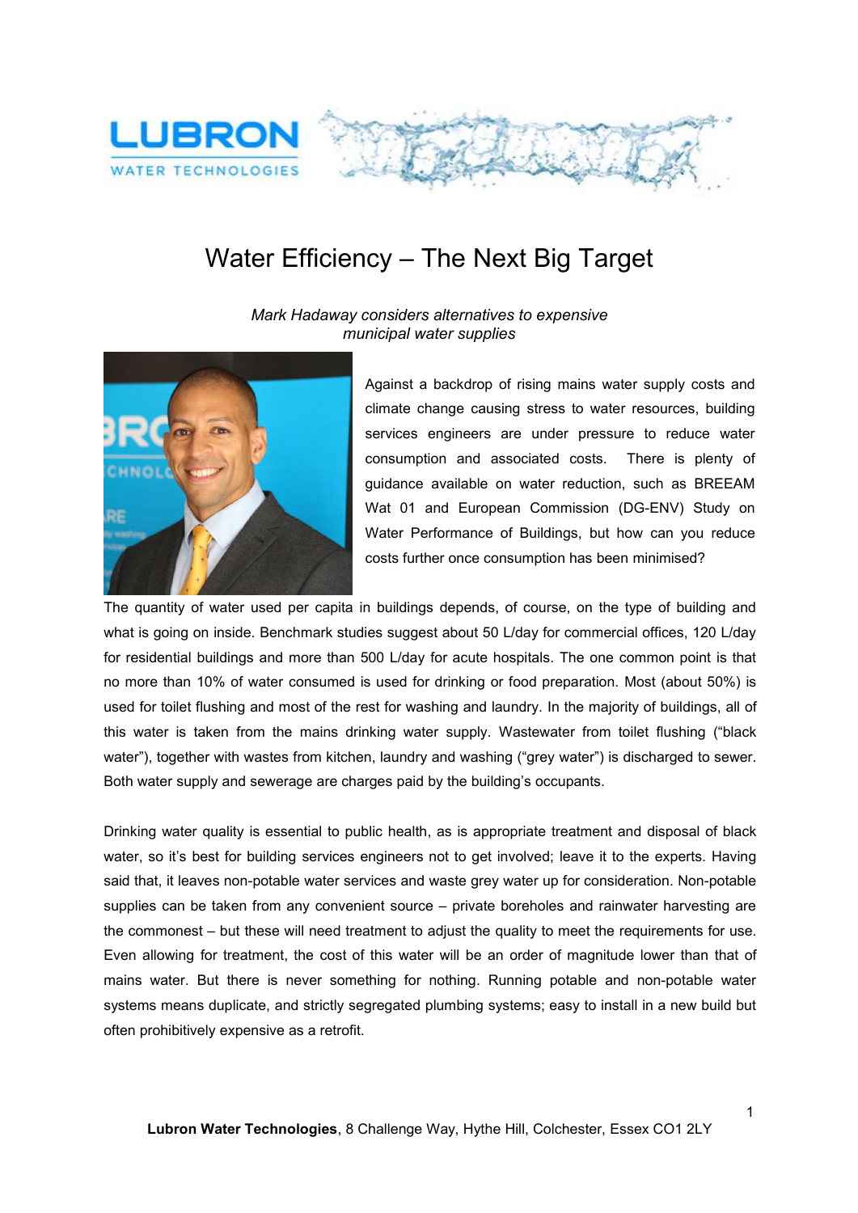# Water Efficiency – The Next Big Target

*Mark Hadaway considers alternatives to expensive municipal water supplies*

Against a backdrop of rising mains water supply costs and climate change causing stress to water resources, building services engineers are under pressure to reduce water consumption and associated costs. There is plenty of guidance available on water reduction, such as BREEAM Wat 01 and European Commission (DG-ENV) Study on Water Performance of Buildings, but how can you reduce costs further once consumption has been minimised?

The quantity of water used per capita in buildings depends, of course, on the type of building and what is going on inside. Benchmark studies suggest about 50 L/day for commercial offices, 120 L/day for residential buildings and more than 500 L/day for acute hospitals. The one common point is that no more than 10% of water consumed is used for drinking or food preparation. Most (about 50%) is used for toilet flushing and most of the rest for washing and laundry. In the majority of buildings, all of this water is taken from the mains drinking water supply. Wastewater from toilet flushing ("black water"), together with wastes from kitchen, laundry and washing ("grey water") is discharged to sewer. Both water supply and sewerage are charges paid by the building's occupants.

Drinking water quality is essential to public health, as is appropriate treatment and disposal of black water, so it's best for building services engineers not to get involved; leave it to the experts. Having said that, it leaves non-potable water services and waste grey water up for consideration. Non-potable supplies can be taken from any convenient source – private boreholes and rainwater harvesting are the commonest – but these will need treatment to adjust the quality to meet the requirements for use. Even allowing for treatment, the cost of this water will be an order of magnitude lower than that of mains water. But there is never something for nothing. Running potable and non-potable water systems means duplicate, and strictly segregated plumbing systems; easy to install in a new build but often prohibitively expensive as a retrofit.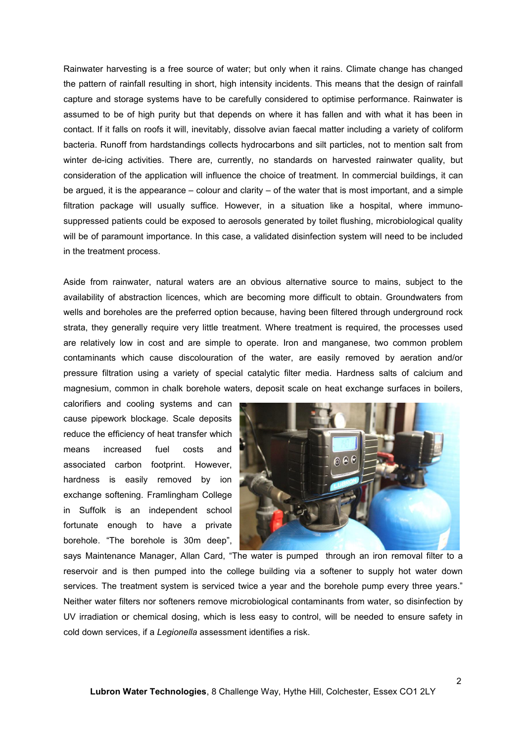Rainwater harvesting is a free source of water; but only when it rains. Climate change has changed the pattern of rainfall resulting in short, high intensity incidents. This means that the design of rainfall capture and storage systems have to be carefully considered to optimise performance. Rainwater is assumed to be of high purity but that depends on where it has fallen and with what it has been in contact. If it falls on roofs it will, inevitably, dissolve avian faecal matter including a variety of coliform bacteria. Runoff from hardstandings collects hydrocarbons and silt particles, not to mention salt from winter de-icing activities. There are, currently, no standards on harvested rainwater quality, but consideration of the application will influence the choice of treatment. In commercial buildings, it can be argued, it is the appearance – colour and clarity – of the water that is most important, and a simple filtration package will usually suffice. However, in a situation like a hospital, where immuno-suppressed patients could be exposed to aerosols generated by toilet flushing, microbiological quality will be of paramount importance. In this case, a validated disinfection system will need to be included in the treatment process.

Aside from rainwater, natural waters are an obvious alternative source to mains, subject to the availability of abstraction licences, which are becoming more difficult to obtain. Groundwaters from wells and boreholes are the preferred option because, having been filtered through underground rock strata, they generally require very little treatment. Where treatment is required, the processes used are relatively low in cost and are simple to operate. Iron and manganese, two common problem contaminants which cause discolouration of the water, are easily removed by aeration and/or pressure filtration using a variety of special catalytic filter media. Hardness salts of calcium and magnesium, common in chalk borehole waters, deposit scale on heat exchange surfaces in boilers, calorifiers and cooling systems and can cause pipework blockage. Scale deposits reduce the efficiency of heat transfer which means increased fuel costs and associated carbon footprint. However, hardness is easily removed by ion exchange softening. Framlingham College in Suffolk is an independent school fortunate enough to have a private borehole. "The borehole is 30m deep", says Maintenance Manager, Allan Card, "The water is pumped through an iron removal filter to a reservoir and is then pumped into the college building via a softener to supply hot water down services. The treatment system is serviced twice a year and the borehole pump every three years." Neither water filters nor softeners remove microbiological contaminants from water, so disinfection by UV irradiation or chemical dosing, which is less easy to control, will be needed to ensure safety in cold down services, if a *Legionella* assessment identifies a risk.

**Lubron Water Technologies**, 8 Challenge Way, Hythe Hill, Colchester, Essex CO1 2LY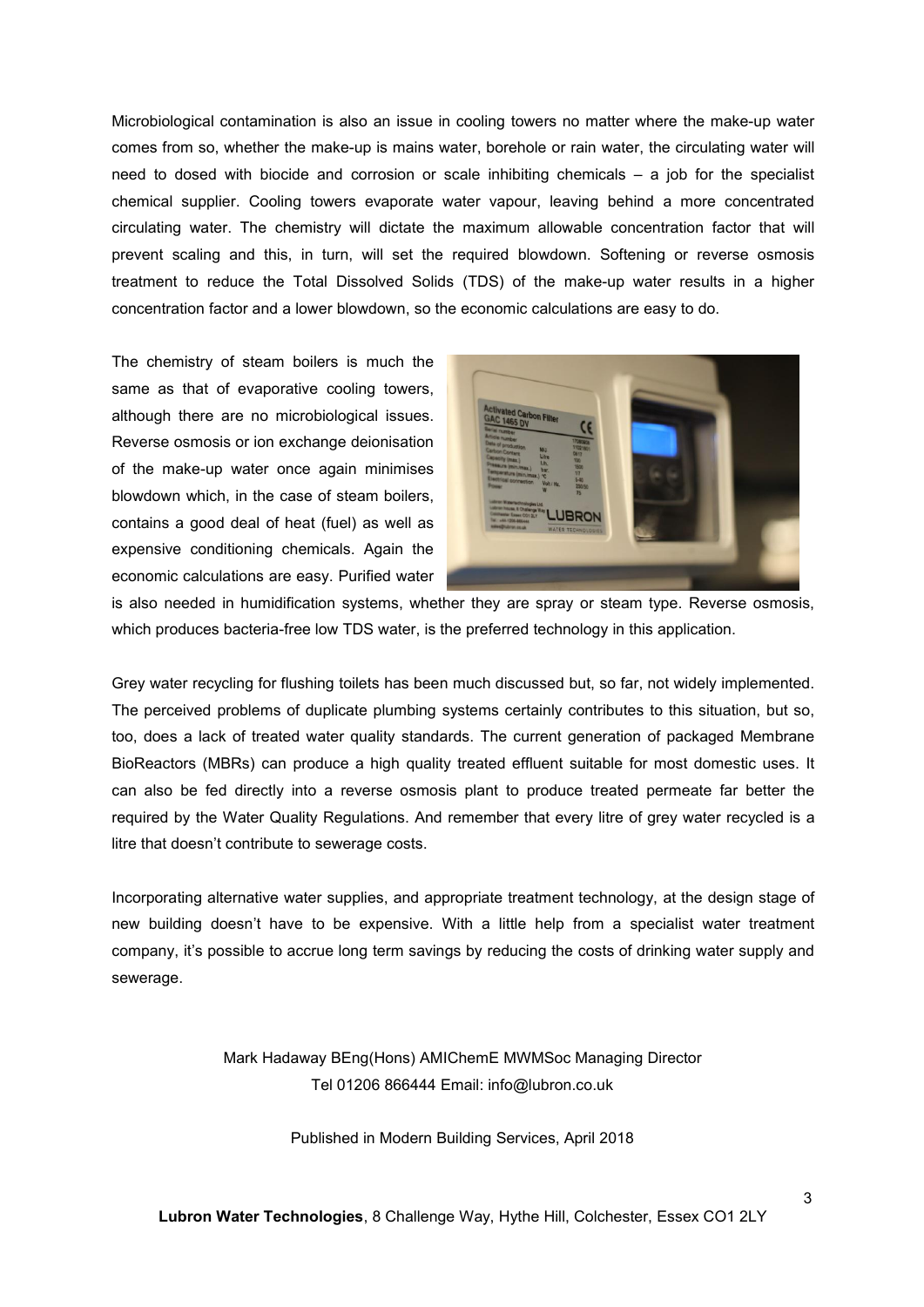Microbiological contamination is also an issue in cooling towers no matter where the make-up water comes from so, whether the make-up is mains water, borehole or rain water, the circulating water will need to dosed with biocide and corrosion or scale inhibiting chemicals – a job for the specialist chemical supplier. Cooling towers evaporate water vapour, leaving behind a more concentrated circulating water. The chemistry will dictate the maximum allowable concentration factor that will prevent scaling and this, in turn, will set the required blowdown. Softening or reverse osmosis treatment to reduce the Total Dissolved Solids (TDS) of the make-up water results in a higher concentration factor and a lower blowdown, so the economic calculations are easy to do.

The chemistry of steam boilers is much the same as that of evaporative cooling towers, although there are no microbiological issues. Reverse osmosis or ion exchange deionisation of the make-up water once again minimises blowdown which, in the case of steam boilers, contains a good deal of heat (fuel) as well as expensive conditioning chemicals. Again the economic calculations are easy. Purified water is also needed in humidification systems, whether they are spray or steam type. Reverse osmosis, which produces bacteria-free low TDS water, is the preferred technology in this application.

Grey water recycling for flushing toilets has been much discussed but, so far, not widely implemented. The perceived problems of duplicate plumbing systems certainly contributes to this situation, but so, too, does a lack of treated water quality standards. The current generation of packaged Membrane BioReactors (MBRs) can produce a high quality treated effluent suitable for most domestic uses. It can also be fed directly into a reverse osmosis plant to produce treated permeate far better the required by the Water Quality Regulations. And remember that every litre of grey water recycled is a litre that doesn't contribute to sewerage costs.

Incorporating alternative water supplies, and appropriate treatment technology, at the design stage of new building doesn't have to be expensive. With a little help from a specialist water treatment company, it's possible to accrue long term savings by reducing the costs of drinking water supply and sewerage.

Mark Hadaway BEng(Hons) AMIChemE MWMSoc Managing Director
Tel 01206 866444 Email: info@lubron.co.uk

Published in Modern Building Services, April 2018

**Lubron Water Technologies**, 8 Challenge Way, Hythe Hill, Colchester, Essex CO1 2LY